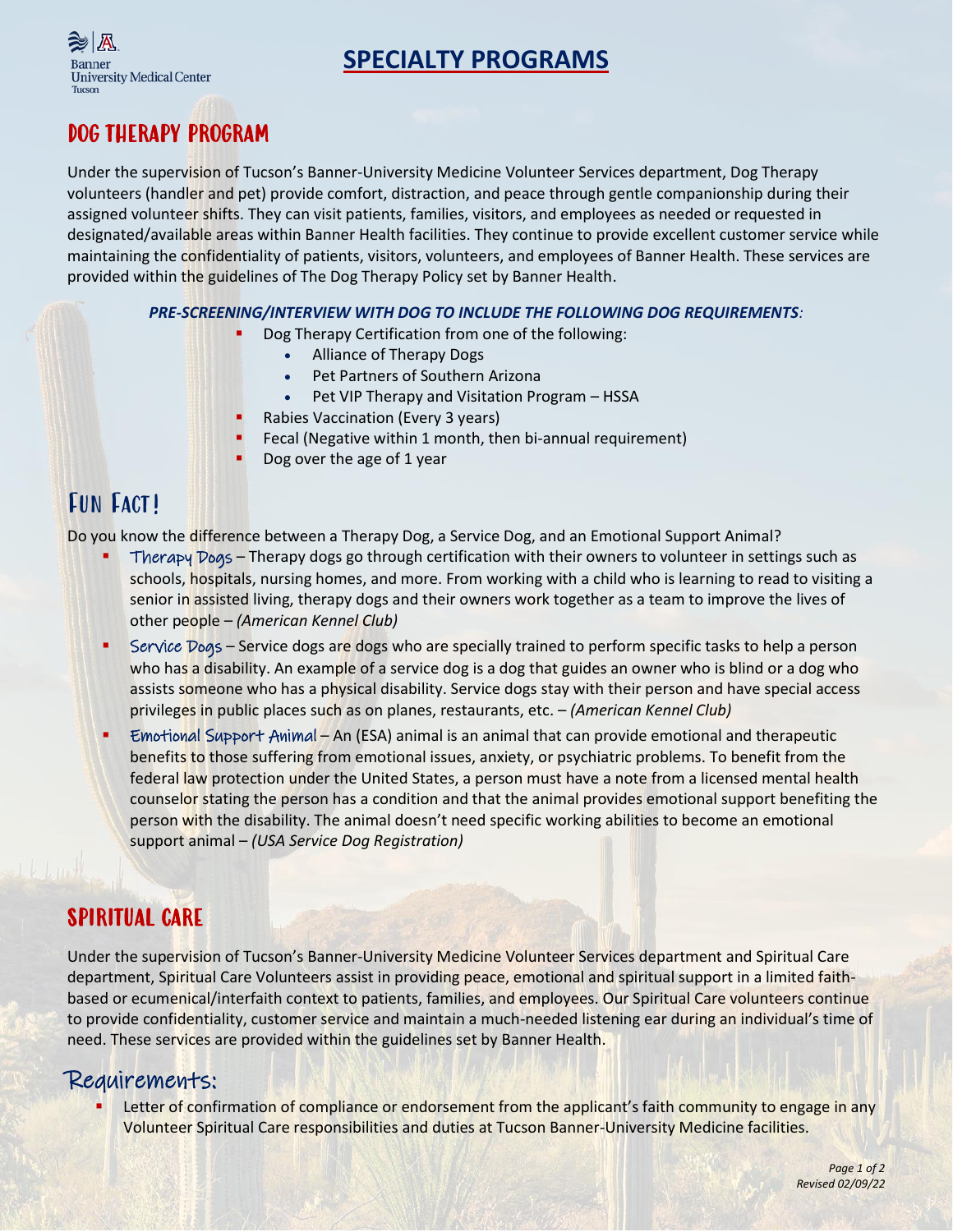# SPECIALTY PROGRAMS

## DOG THERAPY PROGRAM

Under the supervision of Tucson's Banner-University Medicine Volunteer Services department, Dog Therapy volunteers (handler and pet) provide comfort, distraction, and peace through gentle companionship during their assigned volunteer shifts. They can visit patients, families, visitors, and employees as needed or requested in designated/available areas within Banner Health facilities. They continue to provide excellent customer service while maintaining the confidentiality of patients, visitors, volunteers, and employees of Banner Health. These services are provided within the guidelines of The Dog Therapy Policy set by Banner Health.

***PRE-SCREENING/INTERVIEW WITH DOG TO INCLUDE THE FOLLOWING DOG REQUIREMENTS:***

- Dog Therapy Certification from one of the following:
  - Alliance of Therapy Dogs
  - Pet Partners of Southern Arizona
  - Pet VIP Therapy and Visitation Program – HSSA
- Rabies Vaccination (Every 3 years)
- Fecal (Negative within 1 month, then bi-annual requirement)
- Dog over the age of 1 year

## FUN FACT!

Do you know the difference between a Therapy Dog, a Service Dog, and an Emotional Support Animal?

- Therapy Dogs – Therapy dogs go through certification with their owners to volunteer in settings such as schools, hospitals, nursing homes, and more. From working with a child who is learning to read to visiting a senior in assisted living, therapy dogs and their owners work together as a team to improve the lives of other people – *(American Kennel Club)*
- Service Dogs – Service dogs are dogs who are specially trained to perform specific tasks to help a person who has a disability. An example of a service dog is a dog that guides an owner who is blind or a dog who assists someone who has a physical disability. Service dogs stay with their person and have special access privileges in public places such as on planes, restaurants, etc. – *(American Kennel Club)*
- Emotional Support Animal – An (ESA) animal is an animal that can provide emotional and therapeutic benefits to those suffering from emotional issues, anxiety, or psychiatric problems. To benefit from the federal law protection under the United States, a person must have a note from a licensed mental health counselor stating the person has a condition and that the animal provides emotional support benefiting the person with the disability. The animal doesn't need specific working abilities to become an emotional support animal – *(USA Service Dog Registration)*

## SPIRITUAL CARE

Under the supervision of Tucson's Banner-University Medicine Volunteer Services department and Spiritual Care department, Spiritual Care Volunteers assist in providing peace, emotional and spiritual support in a limited faith-based or ecumenical/interfaith context to patients, families, and employees. Our Spiritual Care volunteers continue to provide confidentiality, customer service and maintain a much-needed listening ear during an individual's time of need. These services are provided within the guidelines set by Banner Health.

### Requirements:

- Letter of confirmation of compliance or endorsement from the applicant's faith community to engage in any Volunteer Spiritual Care responsibilities and duties at Tucson Banner-University Medicine facilities.

*Revised 02/09/22*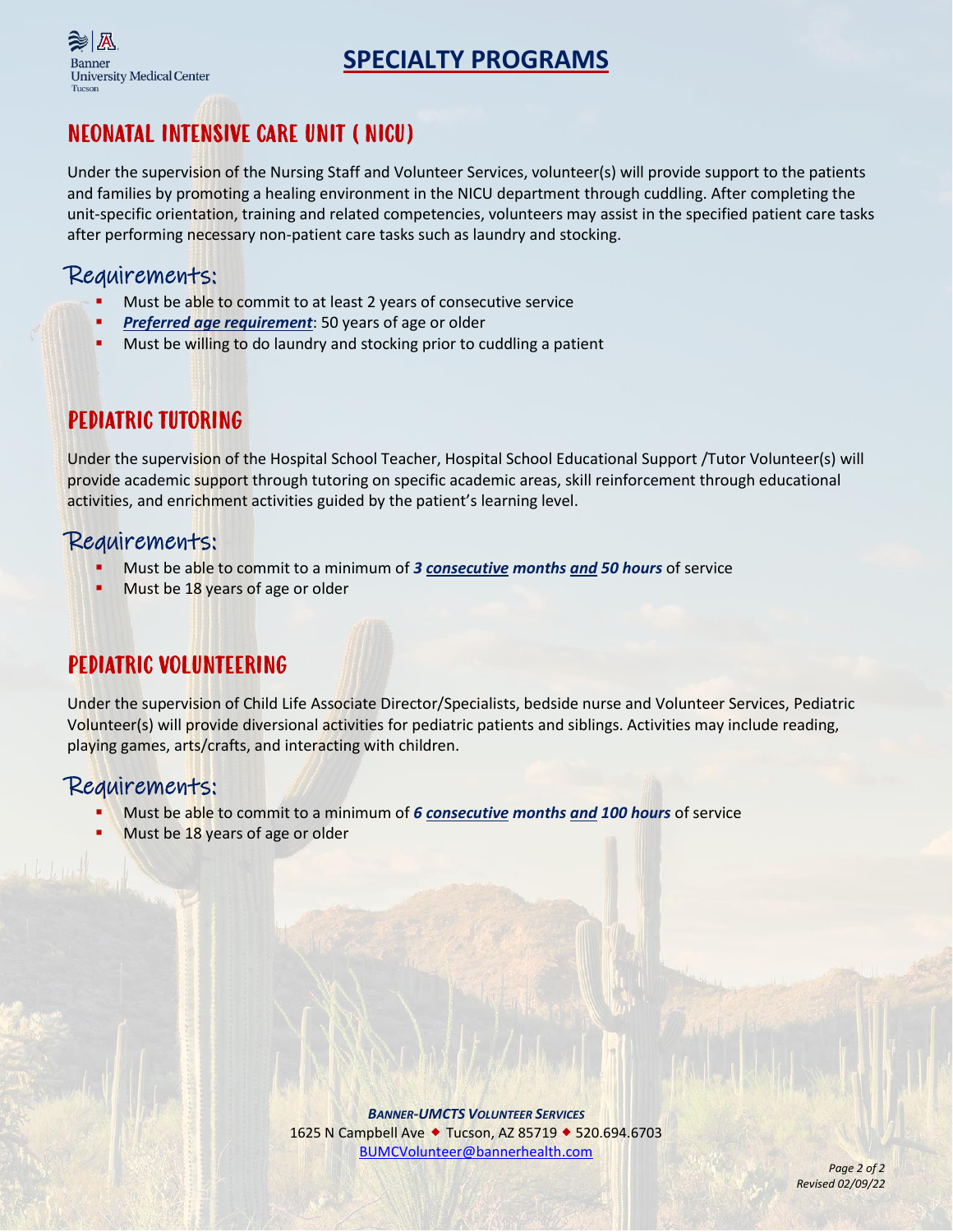# SPECIALTY PROGRAMS

## NEONATAL INTENSIVE CARE UNIT ( NICU)

Under the supervision of the Nursing Staff and Volunteer Services, volunteer(s) will provide support to the patients and families by promoting a healing environment in the NICU department through cuddling. After completing the unit-specific orientation, training and related competencies, volunteers may assist in the specified patient care tasks after performing necessary non-patient care tasks such as laundry and stocking.

### Requirements:

- Must be able to commit to at least 2 years of consecutive service
- ***Preferred age requirement***: 50 years of age or older
- Must be willing to do laundry and stocking prior to cuddling a patient

## PEDIATRIC TUTORING

Under the supervision of the Hospital School Teacher, Hospital School Educational Support /Tutor Volunteer(s) will provide academic support through tutoring on specific academic areas, skill reinforcement through educational activities, and enrichment activities guided by the patient's learning level.

### Requirements:

- Must be able to commit to a minimum of ***3 consecutive months and 50 hours*** of service
- Must be 18 years of age or older

## PEDIATRIC VOLUNTEERING

Under the supervision of Child Life Associate Director/Specialists, bedside nurse and Volunteer Services, Pediatric Volunteer(s) will provide diversional activities for pediatric patients and siblings. Activities may include reading, playing games, arts/crafts, and interacting with children.

### Requirements:

- Must be able to commit to a minimum of ***6 consecutive months and 100 hours*** of service
- Must be 18 years of age or older

***BANNER-UMCTS VOLUNTEER SERVICES***
1625 N Campbell Ave ◆ Tucson, AZ 85719 ◆ 520.694.6703
BUMCVolunteer@bannerhealth.com

*Revised 02/09/22*